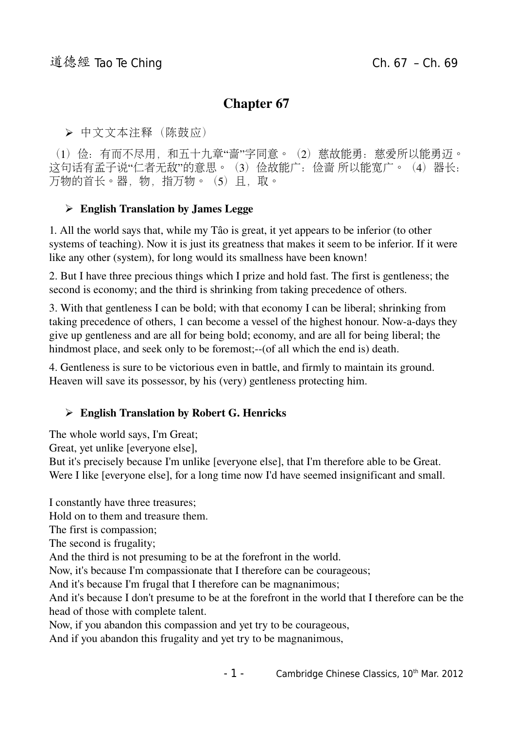# Chapter 67

- 中文文本注释（陈鼓应）

（1）俭：有而不尽用，和五十九章“啬”字同意。（2）慈故能勇：慈爱所以能勇迈。这句话有孟子说“仁者无敌”的意思。（3）俭故能广：俭啬 所以能宽广。（4）器长：万物的首长。器，物，指万物。（5）且，取。

- **English Translation by James Legge**

1. All the world says that, while my Tâo is great, it yet appears to be inferior (to other systems of teaching). Now it is just its greatness that makes it seem to be inferior. If it were like any other (system), for long would its smallness have been known!

2. But I have three precious things which I prize and hold fast. The first is gentleness; the second is economy; and the third is shrinking from taking precedence of others.

3. With that gentleness I can be bold; with that economy I can be liberal; shrinking from taking precedence of others, 1 can become a vessel of the highest honour. Now-a-days they give up gentleness and are all for being bold; economy, and are all for being liberal; the hindmost place, and seek only to be foremost;--(of all which the end is) death.

4. Gentleness is sure to be victorious even in battle, and firmly to maintain its ground. Heaven will save its possessor, by his (very) gentleness protecting him.

- **English Translation by Robert G. Henricks**

The whole world says, I'm Great;
Great, yet unlike [everyone else],
But it's precisely because I'm unlike [everyone else], that I'm therefore able to be Great.
Were I like [everyone else], for a long time now I'd have seemed insignificant and small.

I constantly have three treasures;
Hold on to them and treasure them.
The first is compassion;
The second is frugality;
And the third is not presuming to be at the forefront in the world.
Now, it's because I'm compassionate that I therefore can be courageous;
And it's because I'm frugal that I therefore can be magnanimous;
And it's because I don't presume to be at the forefront in the world that I therefore can be the head of those with complete talent.
Now, if you abandon this compassion and yet try to be courageous,
And if you abandon this frugality and yet try to be magnanimous,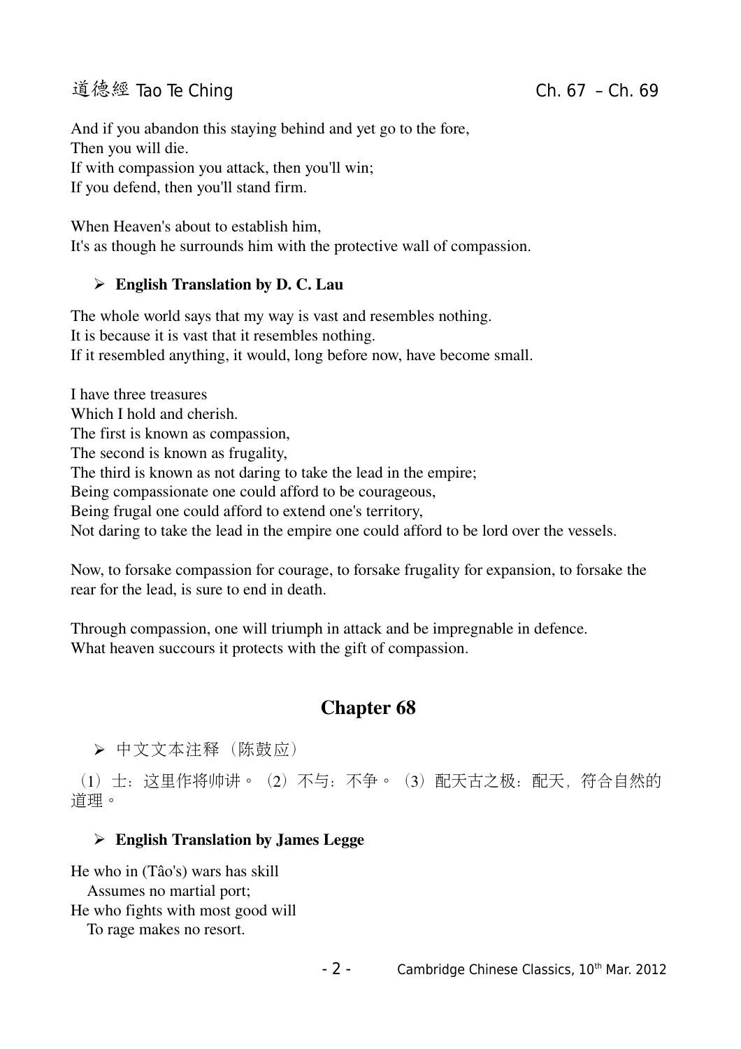And if you abandon this staying behind and yet go to the fore,
Then you will die.
If with compassion you attack, then you'll win;
If you defend, then you'll stand firm.

When Heaven's about to establish him,
It's as though he surrounds him with the protective wall of compassion.

- **English Translation by D. C. Lau**

The whole world says that my way is vast and resembles nothing.
It is because it is vast that it resembles nothing.
If it resembled anything, it would, long before now, have become small.

I have three treasures
Which I hold and cherish.
The first is known as compassion,
The second is known as frugality,
The third is known as not daring to take the lead in the empire;
Being compassionate one could afford to be courageous,
Being frugal one could afford to extend one's territory,
Not daring to take the lead in the empire one could afford to be lord over the vessels.

Now, to forsake compassion for courage, to forsake frugality for expansion, to forsake the rear for the lead, is sure to end in death.

Through compassion, one will triumph in attack and be impregnable in defence.
What heaven succours it protects with the gift of compassion.

## Chapter 68

- 中文文本注释（陈鼓应）

（1）士：这里作将帅讲。（2）不与：不争。（3）配天古之极：配天，符合自然的道理。

- **English Translation by James Legge**

He who in (Tâo's) wars has skill
  Assumes no martial port;
He who fights with most good will
  To rage makes no resort.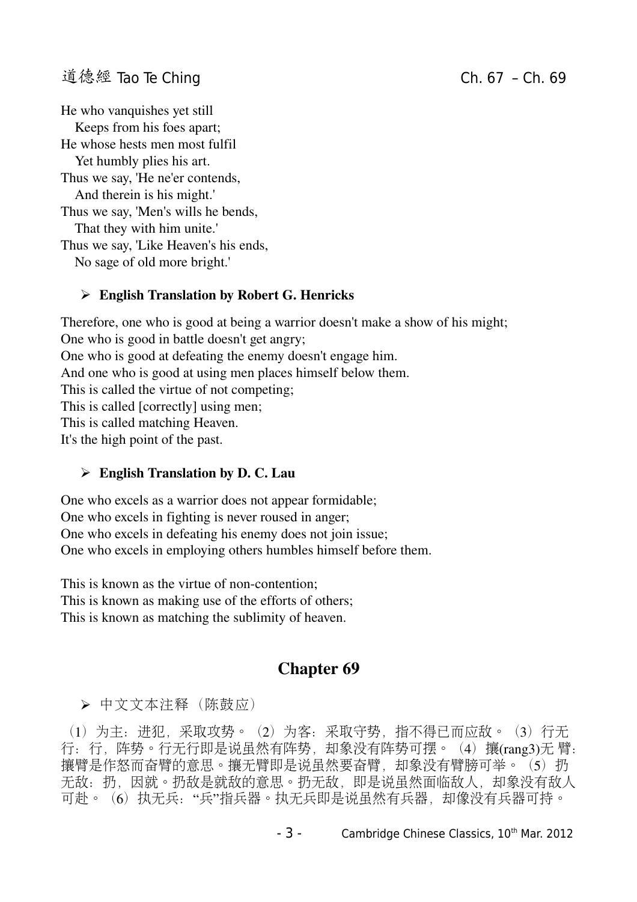He who vanquishes yet still
   Keeps from his foes apart;
He whose hests men most fulfil
   Yet humbly plies his art.
Thus we say, 'He ne'er contends,
   And therein is his might.'
Thus we say, 'Men's wills he bends,
   That they with him unite.'
Thus we say, 'Like Heaven's his ends,
   No sage of old more bright.'

- **English Translation by Robert G. Henricks**

Therefore, one who is good at being a warrior doesn't make a show of his might;
One who is good in battle doesn't get angry;
One who is good at defeating the enemy doesn't engage him.
And one who is good at using men places himself below them.
This is called the virtue of not competing;
This is called [correctly] using men;
This is called matching Heaven.
It's the high point of the past.

- **English Translation by D. C. Lau**

One who excels as a warrior does not appear formidable;
One who excels in fighting is never roused in anger;
One who excels in defeating his enemy does not join issue;
One who excels in employing others humbles himself before them.

This is known as the virtue of non-contention;
This is known as making use of the efforts of others;
This is known as matching the sublimity of heaven.

## Chapter 69

- 中文文本注释（陈鼓应）

（1）为主：进犯，采取攻势。（2）为客：采取守势，指不得已而应敌。（3）行无行：行，阵势。行无行即是说虽然有阵势，却象没有阵势可摆。（4）攘(rang3)无臂：攘臂是作怒而奋臂的意思。攘无臂即是说虽然要奋臂，却象没有臂膀可举。（5）扔无敌：扔，因就。扔敌是就敌的意思。扔无敌，即是说虽然面临敌人，却象没有敌人可赴。（6）执无兵："兵"指兵器。执无兵即是说虽然有兵器，却像没有兵器可持。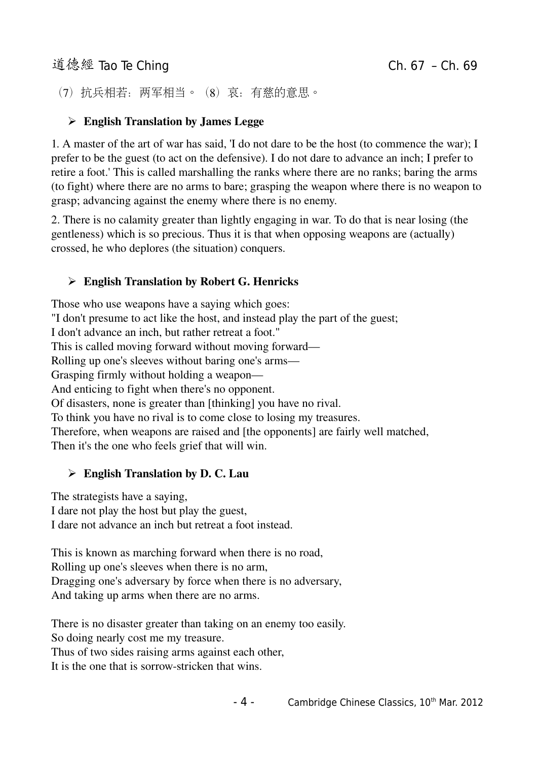（7）抗兵相若：两军相当。（8）哀：有慈的意思。

## English Translation by James Legge

1. A master of the art of war has said, 'I do not dare to be the host (to commence the war); I prefer to be the guest (to act on the defensive). I do not dare to advance an inch; I prefer to retire a foot.' This is called marshalling the ranks where there are no ranks; baring the arms (to fight) where there are no arms to bare; grasping the weapon where there is no weapon to grasp; advancing against the enemy where there is no enemy.

2. There is no calamity greater than lightly engaging in war. To do that is near losing (the gentleness) which is so precious. Thus it is that when opposing weapons are (actually) crossed, he who deplores (the situation) conquers.

## English Translation by Robert G. Henricks

Those who use weapons have a saying which goes:
"I don't presume to act like the host, and instead play the part of the guest;
I don't advance an inch, but rather retreat a foot."
This is called moving forward without moving forward—
Rolling up one's sleeves without baring one's arms—
Grasping firmly without holding a weapon—
And enticing to fight when there's no opponent.
Of disasters, none is greater than [thinking] you have no rival.
To think you have no rival is to come close to losing my treasures.
Therefore, when weapons are raised and [the opponents] are fairly well matched,
Then it's the one who feels grief that will win.

## English Translation by D. C. Lau

The strategists have a saying,
I dare not play the host but play the guest,
I dare not advance an inch but retreat a foot instead.

This is known as marching forward when there is no road,
Rolling up one's sleeves when there is no arm,
Dragging one's adversary by force when there is no adversary,
And taking up arms when there are no arms.

There is no disaster greater than taking on an enemy too easily.
So doing nearly cost me my treasure.
Thus of two sides raising arms against each other,
It is the one that is sorrow-stricken that wins.